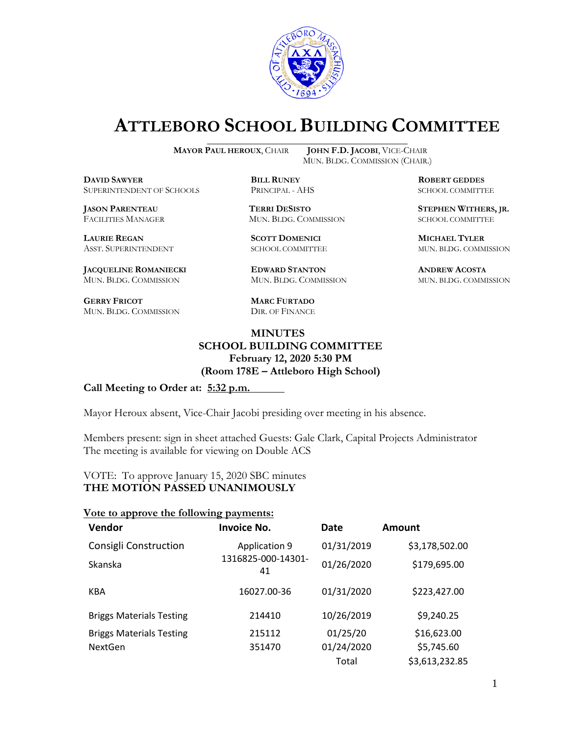# ATTLEBORO SCHOOL BUILDING COMMITTEE

**MAYOR PAUL HEROUX**, CHAIR **JOHN F.D. JACOBI**, VICE-CHAIR
MUN. BLDG. COMMISSION (CHAIR.)

**DAVID SAWYER**
SUPERINTENDENT OF SCHOOLS

**BILL RUNEY**
PRINCIPAL - AHS

**ROBERT GEDDES**
SCHOOL COMMITTEE

**JASON PARENTEAU**
FACILITIES MANAGER

**TERRI DESISTO**
MUN. BLDG. COMMISSION

**STEPHEN WITHERS, JR.**
SCHOOL COMMITTEE

**LAURIE REGAN**
ASST. SUPERINTENDENT

**SCOTT DOMENICI**
SCHOOL COMMITTEE

**MICHAEL TYLER**
MUN. BLDG. COMMISSION

**JACQUELINE ROMANIECKI**
MUN. BLDG. COMMISSION

**EDWARD STANTON**
MUN. BLDG. COMMISSION

**ANDREW ACOSTA**
MUN. BLDG. COMMISSION

**GERRY FRICOT**
MUN. BLDG. COMMISSION

**MARC FURTADO**
DIR. OF FINANCE

**MINUTES**
**SCHOOL BUILDING COMMITTEE**
**February 12, 2020 5:30 PM**
**(Room 178E – Attleboro High School)**

**Call Meeting to Order at: 5:32 p.m.**

Mayor Heroux absent, Vice-Chair Jacobi presiding over meeting in his absence.

Members present: sign in sheet attached Guests: Gale Clark, Capital Projects Administrator
The meeting is available for viewing on Double ACS

VOTE: To approve January 15, 2020 SBC minutes
**THE MOTION PASSED UNANIMOUSLY**

**Vote to approve the following payments:**

| Vendor | Invoice No. | Date | Amount |
|---|---|---|---|
| Consigli Construction | Application 9 | 01/31/2019 | $3,178,502.00 |
| Skanska | 1316825-000-14301-41 | 01/26/2020 | $179,695.00 |
| KBA | 16027.00-36 | 01/31/2020 | $223,427.00 |
| Briggs Materials Testing | 214410 | 10/26/2019 | $9,240.25 |
| Briggs Materials Testing | 215112 | 01/25/20 | $16,623.00 |
| NextGen | 351470 | 01/24/2020 | $5,745.60 |
| | | Total | $3,613,232.85 |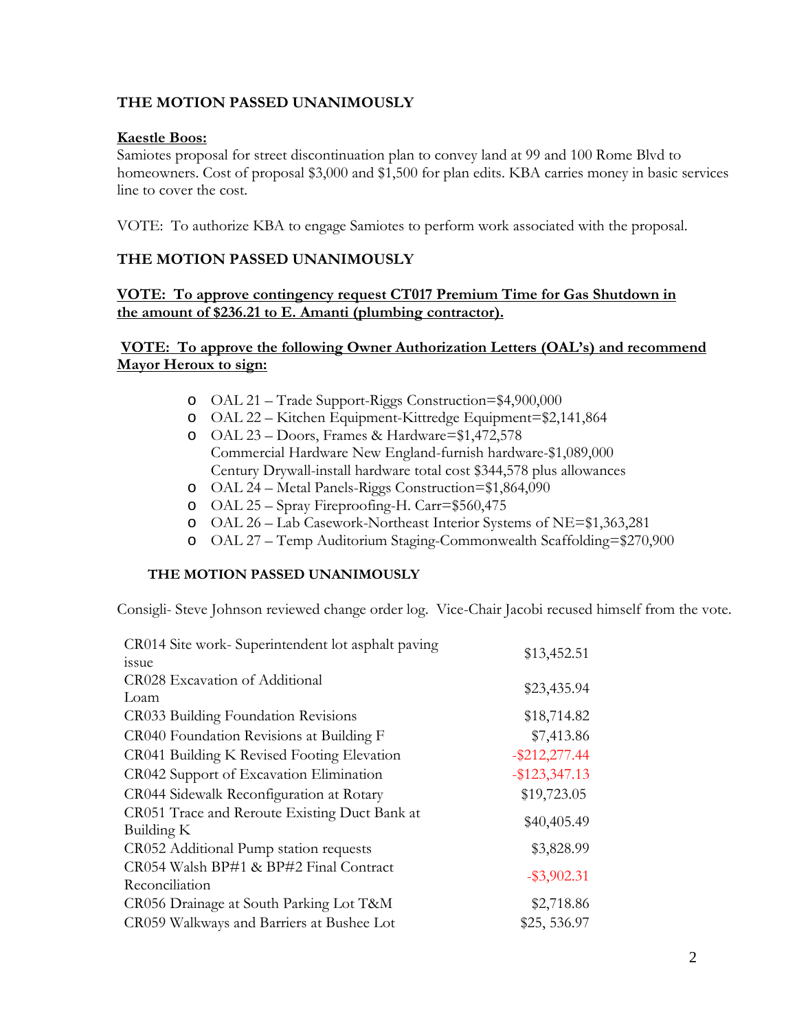**THE MOTION PASSED UNANIMOUSLY**

**Kaestle Boos:**

Samiotes proposal for street discontinuation plan to convey land at 99 and 100 Rome Blvd to homeowners. Cost of proposal $3,000 and $1,500 for plan edits. KBA carries money in basic services line to cover the cost.

VOTE: To authorize KBA to engage Samiotes to perform work associated with the proposal.

**THE MOTION PASSED UNANIMOUSLY**

**VOTE: To approve contingency request CT017 Premium Time for Gas Shutdown in the amount of $236.21 to E. Amanti (plumbing contractor).**

**VOTE: To approve the following Owner Authorization Letters (OAL's) and recommend Mayor Heroux to sign:**

- OAL 21 – Trade Support-Riggs Construction=$4,900,000
- OAL 22 – Kitchen Equipment-Kittredge Equipment=$2,141,864
- OAL 23 – Doors, Frames & Hardware=$1,472,578
  Commercial Hardware New England-furnish hardware-$1,089,000
  Century Drywall-install hardware total cost $344,578 plus allowances
- OAL 24 – Metal Panels-Riggs Construction=$1,864,090
- OAL 25 – Spray Fireproofing-H. Carr=$560,475
- OAL 26 – Lab Casework-Northeast Interior Systems of NE=$1,363,281
- OAL 27 – Temp Auditorium Staging-Commonwealth Scaffolding=$270,900

**THE MOTION PASSED UNANIMOUSLY**

Consigli- Steve Johnson reviewed change order log. Vice-Chair Jacobi recused himself from the vote.

| | |
|---|---|
| CR014 Site work- Superintendent lot asphalt paving issue | $13,452.51 |
| CR028 Excavation of Additional Loam | $23,435.94 |
| CR033 Building Foundation Revisions | $18,714.82 |
| CR040 Foundation Revisions at Building F | $7,413.86 |
| CR041 Building K Revised Footing Elevation | -$212,277.44 |
| CR042 Support of Excavation Elimination | -$123,347.13 |
| CR044 Sidewalk Reconfiguration at Rotary | $19,723.05 |
| CR051 Trace and Reroute Existing Duct Bank at Building K | $40,405.49 |
| CR052 Additional Pump station requests | $3,828.99 |
| CR054 Walsh BP#1 & BP#2 Final Contract Reconciliation | -$3,902.31 |
| CR056 Drainage at South Parking Lot T&M | $2,718.86 |
| CR059 Walkways and Barriers at Bushee Lot | $25, 536.97 |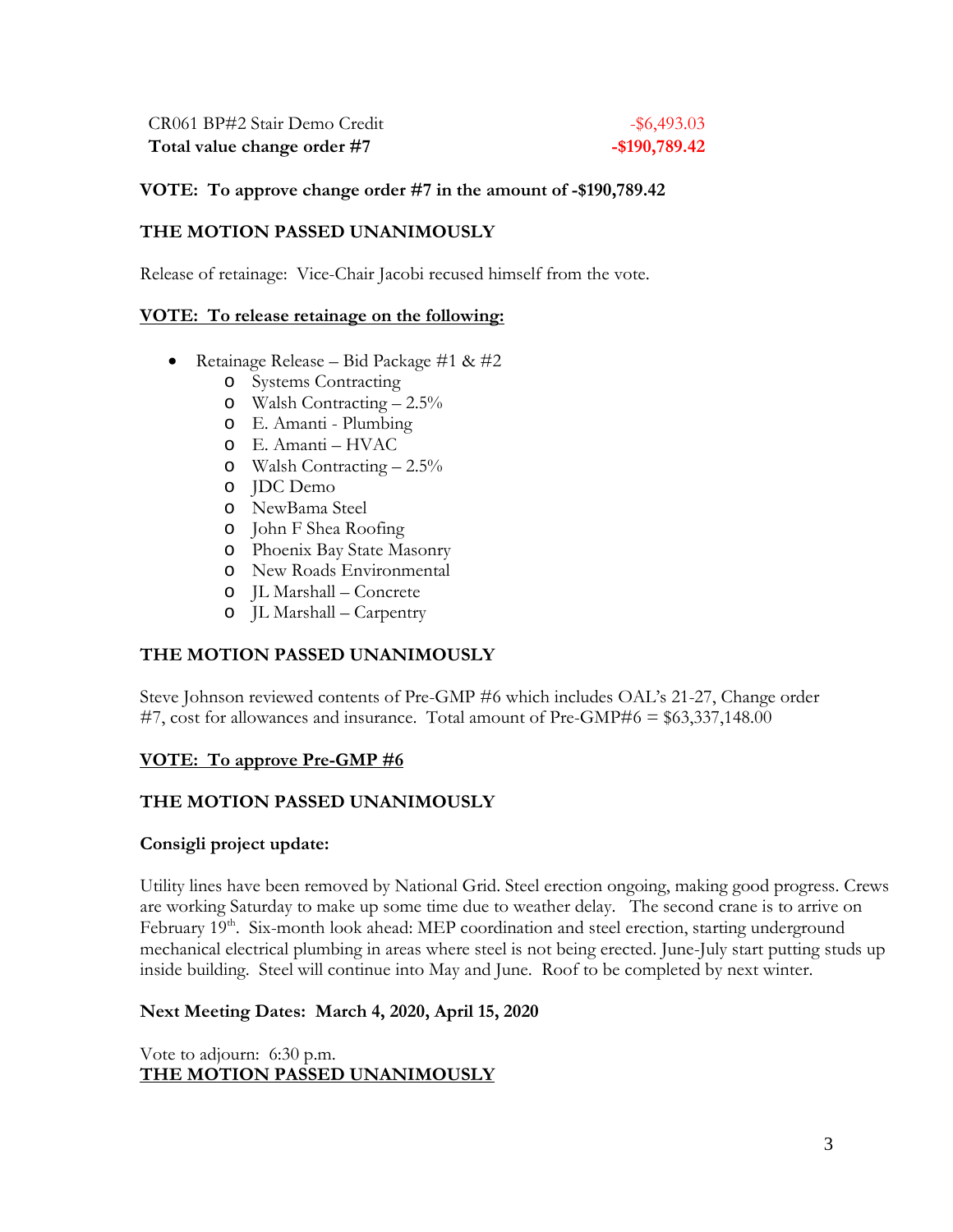| | |
|---|---|
| CR061 BP#2 Stair Demo Credit | -$6,493.03 |
| **Total value change order #7** | **-$190,789.42** |

**VOTE: To approve change order #7 in the amount of -$190,789.42**

**THE MOTION PASSED UNANIMOUSLY**

Release of retainage: Vice-Chair Jacobi recused himself from the vote.

**VOTE: To release retainage on the following:**

- Retainage Release – Bid Package #1 & #2
  - Systems Contracting
  - Walsh Contracting – 2.5%
  - E. Amanti - Plumbing
  - E. Amanti – HVAC
  - Walsh Contracting – 2.5%
  - JDC Demo
  - NewBama Steel
  - John F Shea Roofing
  - Phoenix Bay State Masonry
  - New Roads Environmental
  - JL Marshall – Concrete
  - JL Marshall – Carpentry

**THE MOTION PASSED UNANIMOUSLY**

Steve Johnson reviewed contents of Pre-GMP #6 which includes OAL's 21-27, Change order #7, cost for allowances and insurance. Total amount of Pre-GMP#6 = $63,337,148.00

**VOTE: To approve Pre-GMP #6**

**THE MOTION PASSED UNANIMOUSLY**

**Consigli project update:**

Utility lines have been removed by National Grid. Steel erection ongoing, making good progress. Crews are working Saturday to make up some time due to weather delay. The second crane is to arrive on February 19th. Six-month look ahead: MEP coordination and steel erection, starting underground mechanical electrical plumbing in areas where steel is not being erected. June-July start putting studs up inside building. Steel will continue into May and June. Roof to be completed by next winter.

**Next Meeting Dates: March 4, 2020, April 15, 2020**

Vote to adjourn: 6:30 p.m.
**THE MOTION PASSED UNANIMOUSLY**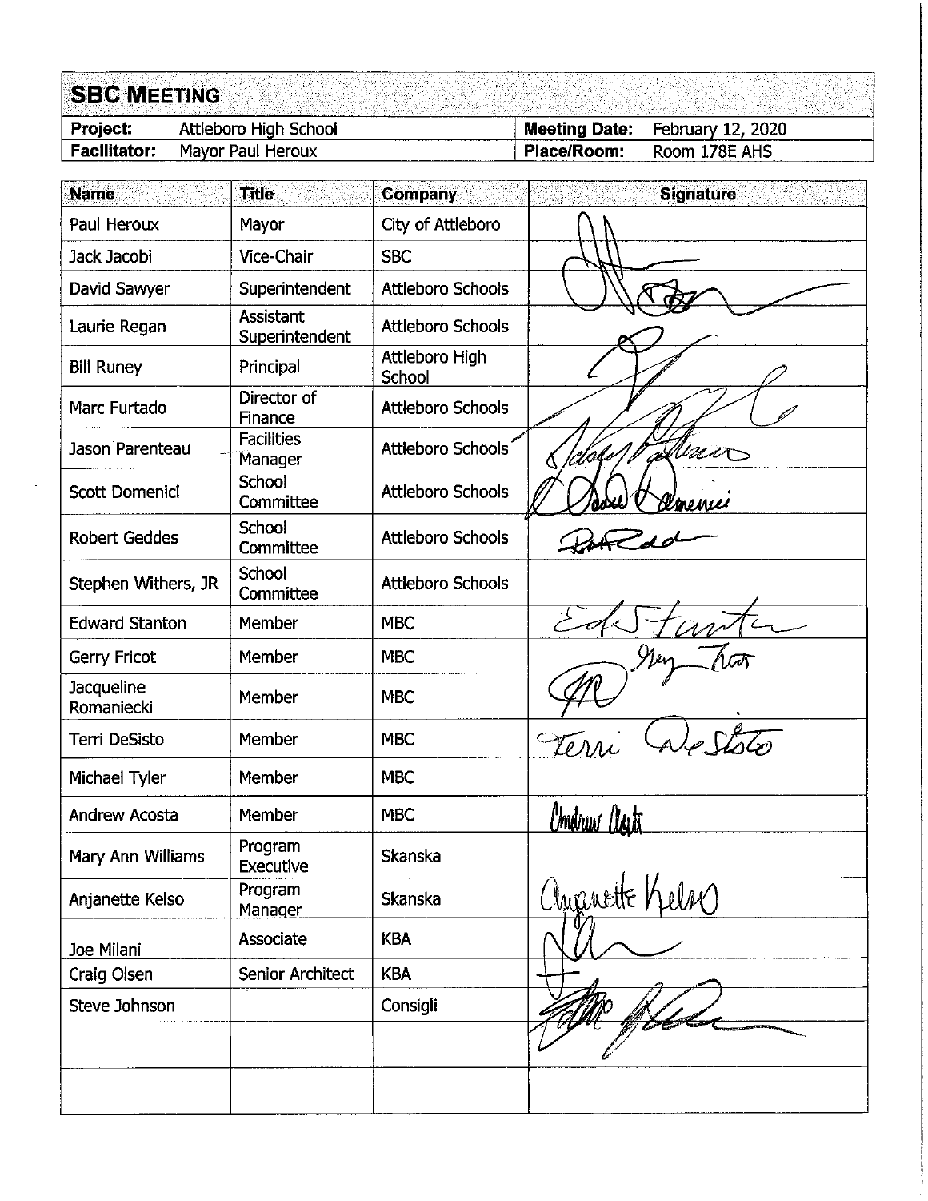## SBC MEETING

| | | | |
|---|---|---|---|
| **Project:** | Attleboro High School | **Meeting Date:** | February 12, 2020 |
| **Facilitator:** | Mayor Paul Heroux | **Place/Room:** | Room 178E AHS |

| Name | Title | Company | Signature |
|---|---|---|---|
| Paul Heroux | Mayor | City of Attleboro | |
| Jack Jacobi | Vice-Chair | SBC | |
| David Sawyer | Superintendent | Attleboro Schools | |
| Laurie Regan | Assistant Superintendent | Attleboro Schools | |
| Bill Runey | Principal | Attleboro High School | |
| Marc Furtado | Director of Finance | Attleboro Schools | |
| Jason Parenteau | Facilities Manager | Attleboro Schools | |
| Scott Domenici | School Committee | Attleboro Schools | |
| Robert Geddes | School Committee | Attleboro Schools | |
| Stephen Withers, JR | School Committee | Attleboro Schools | |
| Edward Stanton | Member | MBC | |
| Gerry Fricot | Member | MBC | |
| Jacqueline Romaniecki | Member | MBC | |
| Terri DeSisto | Member | MBC | |
| Michael Tyler | Member | MBC | |
| Andrew Acosta | Member | MBC | |
| Mary Ann Williams | Program Executive | Skanska | |
| Anjanette Kelso | Program Manager | Skanska | |
| Joe Milani | Associate | KBA | |
| Craig Olsen | Senior Architect | KBA | |
| Steve Johnson | | Consigli | |
| | | | |
| | | | |